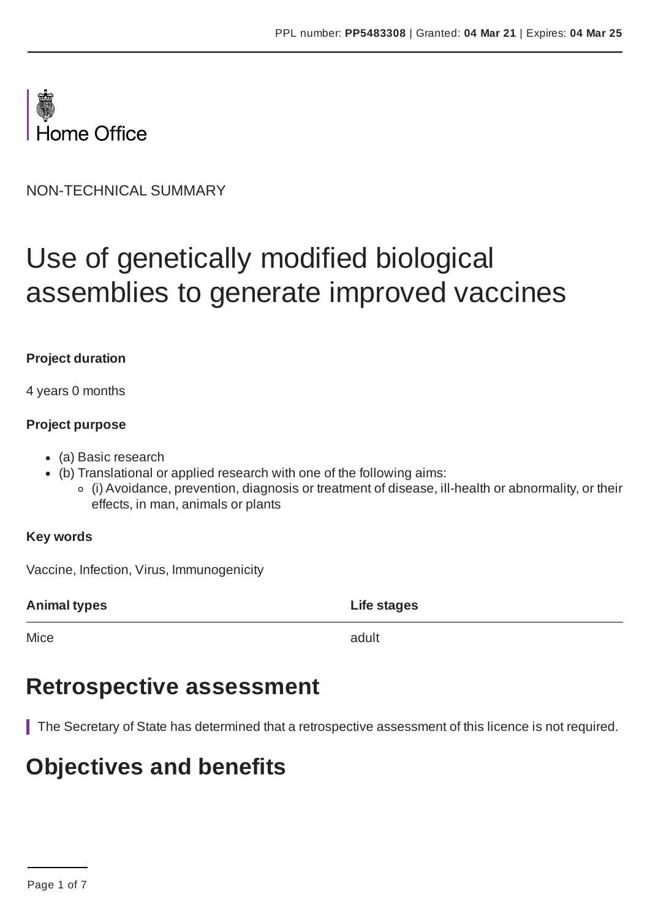PPL number: **PP5483308** | Granted: **04 Mar 21** | Expires: **04 Mar 25**

Home Office

NON-TECHNICAL SUMMARY

# Use of genetically modified biological assemblies to generate improved vaccines

**Project duration**

4 years 0 months

**Project purpose**

- (a) Basic research
- (b) Translational or applied research with one of the following aims:
  - (i) Avoidance, prevention, diagnosis or treatment of disease, ill-health or abnormality, or their effects, in man, animals or plants

**Key words**

Vaccine, Infection, Virus, Immunogenicity

| Animal types | Life stages |
|---|---|
| Mice | adult |

## Retrospective assessment

The Secretary of State has determined that a retrospective assessment of this licence is not required.

## Objectives and benefits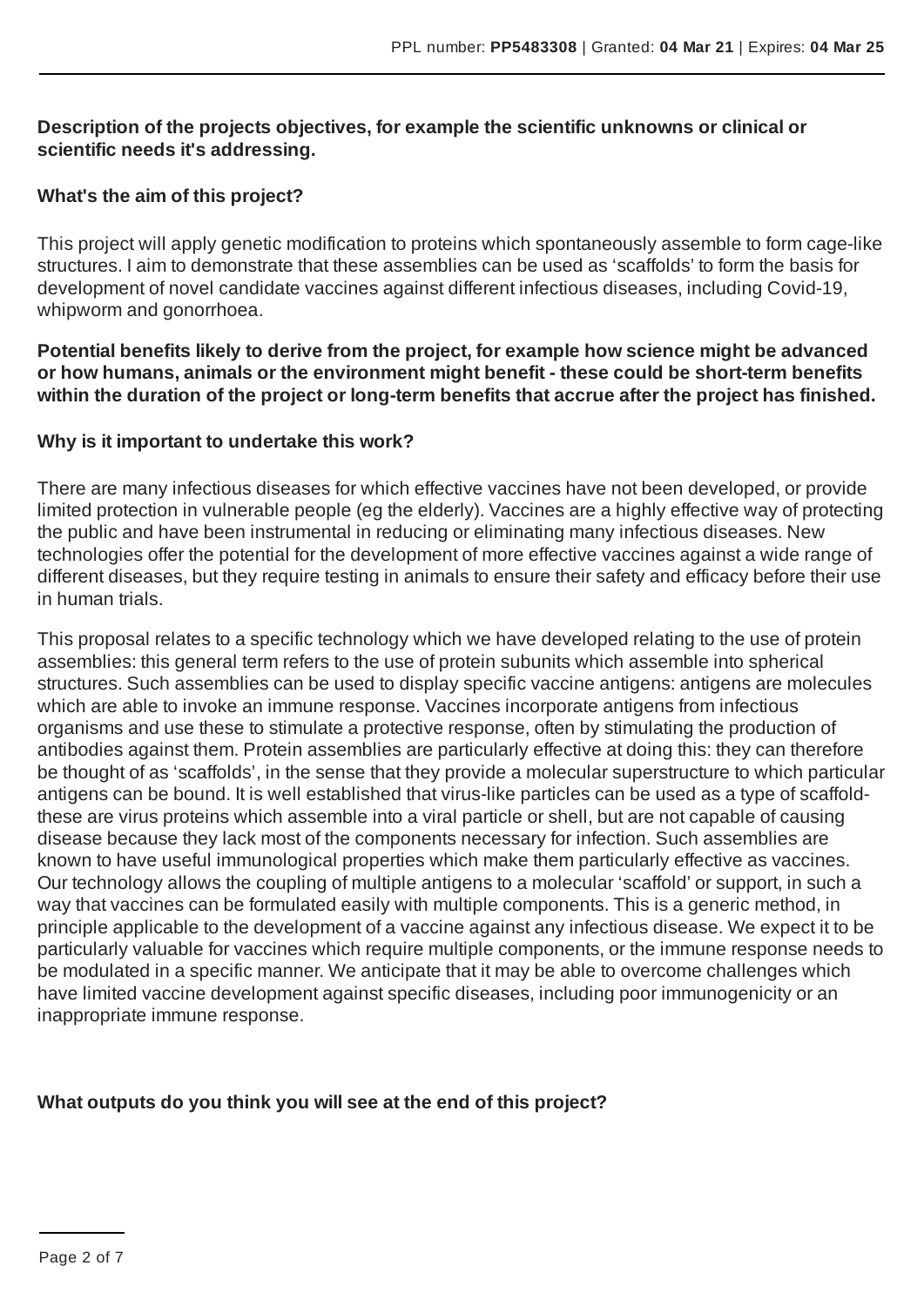**Description of the projects objectives, for example the scientific unknowns or clinical or scientific needs it's addressing.**

**What's the aim of this project?**

This project will apply genetic modification to proteins which spontaneously assemble to form cage-like structures. I aim to demonstrate that these assemblies can be used as 'scaffolds' to form the basis for development of novel candidate vaccines against different infectious diseases, including Covid-19, whipworm and gonorrhoea.

**Potential benefits likely to derive from the project, for example how science might be advanced or how humans, animals or the environment might benefit - these could be short-term benefits within the duration of the project or long-term benefits that accrue after the project has finished.**

**Why is it important to undertake this work?**

There are many infectious diseases for which effective vaccines have not been developed, or provide limited protection in vulnerable people (eg the elderly). Vaccines are a highly effective way of protecting the public and have been instrumental in reducing or eliminating many infectious diseases. New technologies offer the potential for the development of more effective vaccines against a wide range of different diseases, but they require testing in animals to ensure their safety and efficacy before their use in human trials.

This proposal relates to a specific technology which we have developed relating to the use of protein assemblies: this general term refers to the use of protein subunits which assemble into spherical structures. Such assemblies can be used to display specific vaccine antigens: antigens are molecules which are able to invoke an immune response. Vaccines incorporate antigens from infectious organisms and use these to stimulate a protective response, often by stimulating the production of antibodies against them. Protein assemblies are particularly effective at doing this: they can therefore be thought of as 'scaffolds', in the sense that they provide a molecular superstructure to which particular antigens can be bound. It is well established that virus-like particles can be used as a type of scaffold- these are virus proteins which assemble into a viral particle or shell, but are not capable of causing disease because they lack most of the components necessary for infection. Such assemblies are known to have useful immunological properties which make them particularly effective as vaccines. Our technology allows the coupling of multiple antigens to a molecular 'scaffold' or support, in such a way that vaccines can be formulated easily with multiple components. This is a generic method, in principle applicable to the development of a vaccine against any infectious disease. We expect it to be particularly valuable for vaccines which require multiple components, or the immune response needs to be modulated in a specific manner. We anticipate that it may be able to overcome challenges which have limited vaccine development against specific diseases, including poor immunogenicity or an inappropriate immune response.

**What outputs do you think you will see at the end of this project?**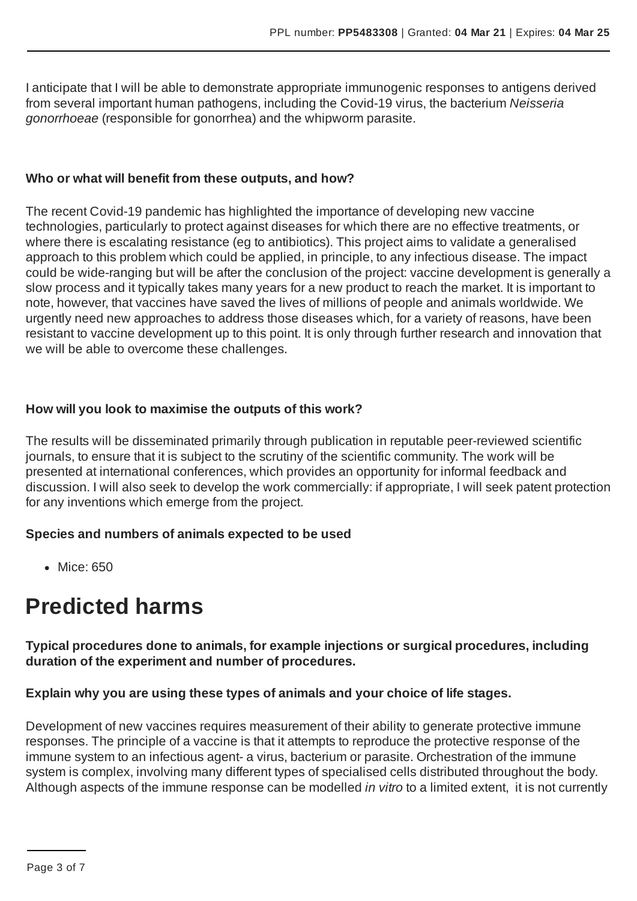I anticipate that I will be able to demonstrate appropriate immunogenic responses to antigens derived from several important human pathogens, including the Covid-19 virus, the bacterium *Neisseria gonorrhoeae* (responsible for gonorrhea) and the whipworm parasite.

**Who or what will benefit from these outputs, and how?**

The recent Covid-19 pandemic has highlighted the importance of developing new vaccine technologies, particularly to protect against diseases for which there are no effective treatments, or where there is escalating resistance (eg to antibiotics). This project aims to validate a generalised approach to this problem which could be applied, in principle, to any infectious disease. The impact could be wide-ranging but will be after the conclusion of the project: vaccine development is generally a slow process and it typically takes many years for a new product to reach the market. It is important to note, however, that vaccines have saved the lives of millions of people and animals worldwide. We urgently need new approaches to address those diseases which, for a variety of reasons, have been resistant to vaccine development up to this point. It is only through further research and innovation that we will be able to overcome these challenges.

**How will you look to maximise the outputs of this work?**

The results will be disseminated primarily through publication in reputable peer-reviewed scientific journals, to ensure that it is subject to the scrutiny of the scientific community. The work will be presented at international conferences, which provides an opportunity for informal feedback and discussion. I will also seek to develop the work commercially: if appropriate, I will seek patent protection for any inventions which emerge from the project.

**Species and numbers of animals expected to be used**

- Mice: 650

# Predicted harms

**Typical procedures done to animals, for example injections or surgical procedures, including duration of the experiment and number of procedures.**

**Explain why you are using these types of animals and your choice of life stages.**

Development of new vaccines requires measurement of their ability to generate protective immune responses. The principle of a vaccine is that it attempts to reproduce the protective response of the immune system to an infectious agent- a virus, bacterium or parasite. Orchestration of the immune system is complex, involving many different types of specialised cells distributed throughout the body. Although aspects of the immune response can be modelled *in vitro* to a limited extent, it is not currently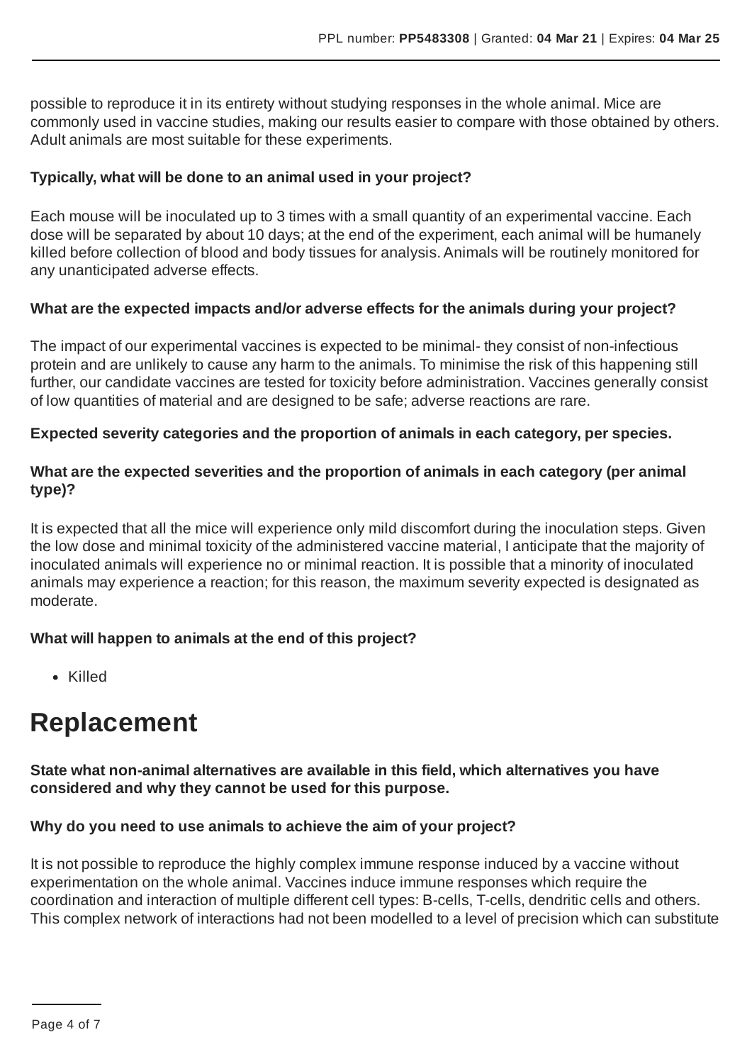possible to reproduce it in its entirety without studying responses in the whole animal. Mice are commonly used in vaccine studies, making our results easier to compare with those obtained by others. Adult animals are most suitable for these experiments.

**Typically, what will be done to an animal used in your project?**

Each mouse will be inoculated up to 3 times with a small quantity of an experimental vaccine. Each dose will be separated by about 10 days; at the end of the experiment, each animal will be humanely killed before collection of blood and body tissues for analysis. Animals will be routinely monitored for any unanticipated adverse effects.

**What are the expected impacts and/or adverse effects for the animals during your project?**

The impact of our experimental vaccines is expected to be minimal- they consist of non-infectious protein and are unlikely to cause any harm to the animals. To minimise the risk of this happening still further, our candidate vaccines are tested for toxicity before administration. Vaccines generally consist of low quantities of material and are designed to be safe; adverse reactions are rare.

**Expected severity categories and the proportion of animals in each category, per species.**

**What are the expected severities and the proportion of animals in each category (per animal type)?**

It is expected that all the mice will experience only mild discomfort during the inoculation steps. Given the low dose and minimal toxicity of the administered vaccine material, I anticipate that the majority of inoculated animals will experience no or minimal reaction. It is possible that a minority of inoculated animals may experience a reaction; for this reason, the maximum severity expected is designated as moderate.

**What will happen to animals at the end of this project?**

- Killed

# Replacement

**State what non-animal alternatives are available in this field, which alternatives you have considered and why they cannot be used for this purpose.**

**Why do you need to use animals to achieve the aim of your project?**

It is not possible to reproduce the highly complex immune response induced by a vaccine without experimentation on the whole animal. Vaccines induce immune responses which require the coordination and interaction of multiple different cell types: B-cells, T-cells, dendritic cells and others. This complex network of interactions had not been modelled to a level of precision which can substitute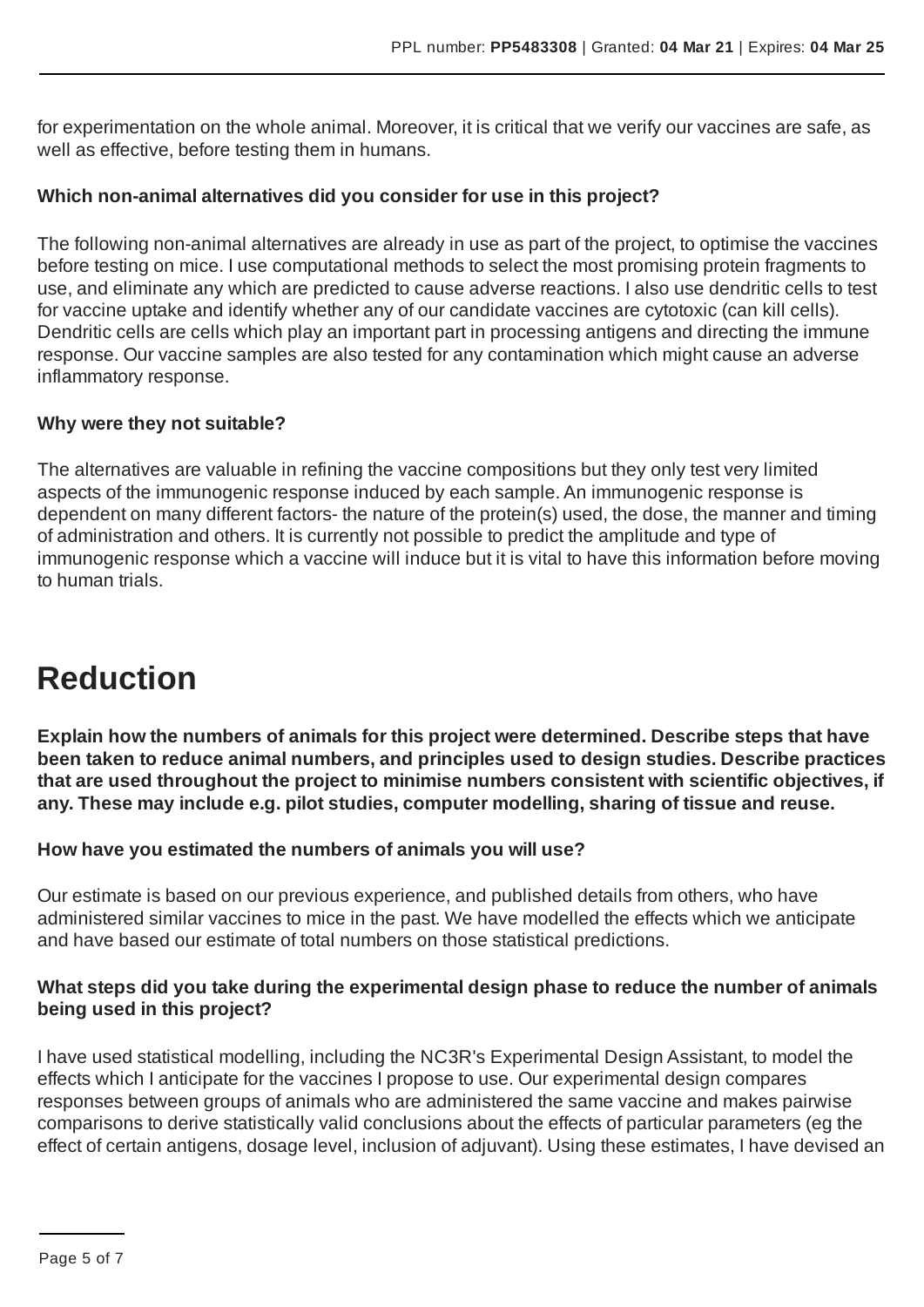for experimentation on the whole animal. Moreover, it is critical that we verify our vaccines are safe, as well as effective, before testing them in humans.

**Which non-animal alternatives did you consider for use in this project?**

The following non-animal alternatives are already in use as part of the project, to optimise the vaccines before testing on mice. I use computational methods to select the most promising protein fragments to use, and eliminate any which are predicted to cause adverse reactions. I also use dendritic cells to test for vaccine uptake and identify whether any of our candidate vaccines are cytotoxic (can kill cells). Dendritic cells are cells which play an important part in processing antigens and directing the immune response. Our vaccine samples are also tested for any contamination which might cause an adverse inflammatory response.

**Why were they not suitable?**

The alternatives are valuable in refining the vaccine compositions but they only test very limited aspects of the immunogenic response induced by each sample. An immunogenic response is dependent on many different factors- the nature of the protein(s) used, the dose, the manner and timing of administration and others. It is currently not possible to predict the amplitude and type of immunogenic response which a vaccine will induce but it is vital to have this information before moving to human trials.

# Reduction

**Explain how the numbers of animals for this project were determined. Describe steps that have been taken to reduce animal numbers, and principles used to design studies. Describe practices that are used throughout the project to minimise numbers consistent with scientific objectives, if any. These may include e.g. pilot studies, computer modelling, sharing of tissue and reuse.**

**How have you estimated the numbers of animals you will use?**

Our estimate is based on our previous experience, and published details from others, who have administered similar vaccines to mice in the past. We have modelled the effects which we anticipate and have based our estimate of total numbers on those statistical predictions.

**What steps did you take during the experimental design phase to reduce the number of animals being used in this project?**

I have used statistical modelling, including the NC3R's Experimental Design Assistant, to model the effects which I anticipate for the vaccines I propose to use. Our experimental design compares responses between groups of animals who are administered the same vaccine and makes pairwise comparisons to derive statistically valid conclusions about the effects of particular parameters (eg the effect of certain antigens, dosage level, inclusion of adjuvant). Using these estimates, I have devised an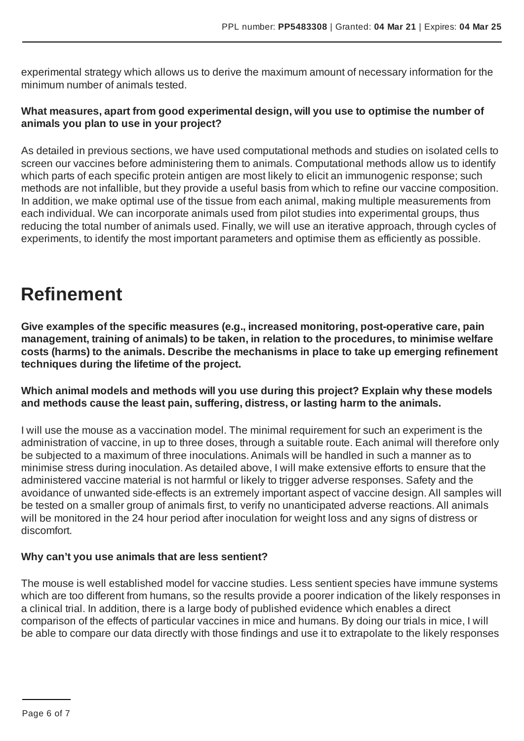experimental strategy which allows us to derive the maximum amount of necessary information for the minimum number of animals tested.

**What measures, apart from good experimental design, will you use to optimise the number of animals you plan to use in your project?**

As detailed in previous sections, we have used computational methods and studies on isolated cells to screen our vaccines before administering them to animals. Computational methods allow us to identify which parts of each specific protein antigen are most likely to elicit an immunogenic response; such methods are not infallible, but they provide a useful basis from which to refine our vaccine composition. In addition, we make optimal use of the tissue from each animal, making multiple measurements from each individual. We can incorporate animals used from pilot studies into experimental groups, thus reducing the total number of animals used. Finally, we will use an iterative approach, through cycles of experiments, to identify the most important parameters and optimise them as efficiently as possible.

# Refinement

**Give examples of the specific measures (e.g., increased monitoring, post-operative care, pain management, training of animals) to be taken, in relation to the procedures, to minimise welfare costs (harms) to the animals. Describe the mechanisms in place to take up emerging refinement techniques during the lifetime of the project.**

**Which animal models and methods will you use during this project? Explain why these models and methods cause the least pain, suffering, distress, or lasting harm to the animals.**

I will use the mouse as a vaccination model. The minimal requirement for such an experiment is the administration of vaccine, in up to three doses, through a suitable route. Each animal will therefore only be subjected to a maximum of three inoculations. Animals will be handled in such a manner as to minimise stress during inoculation. As detailed above, I will make extensive efforts to ensure that the administered vaccine material is not harmful or likely to trigger adverse responses. Safety and the avoidance of unwanted side-effects is an extremely important aspect of vaccine design. All samples will be tested on a smaller group of animals first, to verify no unanticipated adverse reactions. All animals will be monitored in the 24 hour period after inoculation for weight loss and any signs of distress or discomfort.

**Why can't you use animals that are less sentient?**

The mouse is well established model for vaccine studies. Less sentient species have immune systems which are too different from humans, so the results provide a poorer indication of the likely responses in a clinical trial. In addition, there is a large body of published evidence which enables a direct comparison of the effects of particular vaccines in mice and humans. By doing our trials in mice, I will be able to compare our data directly with those findings and use it to extrapolate to the likely responses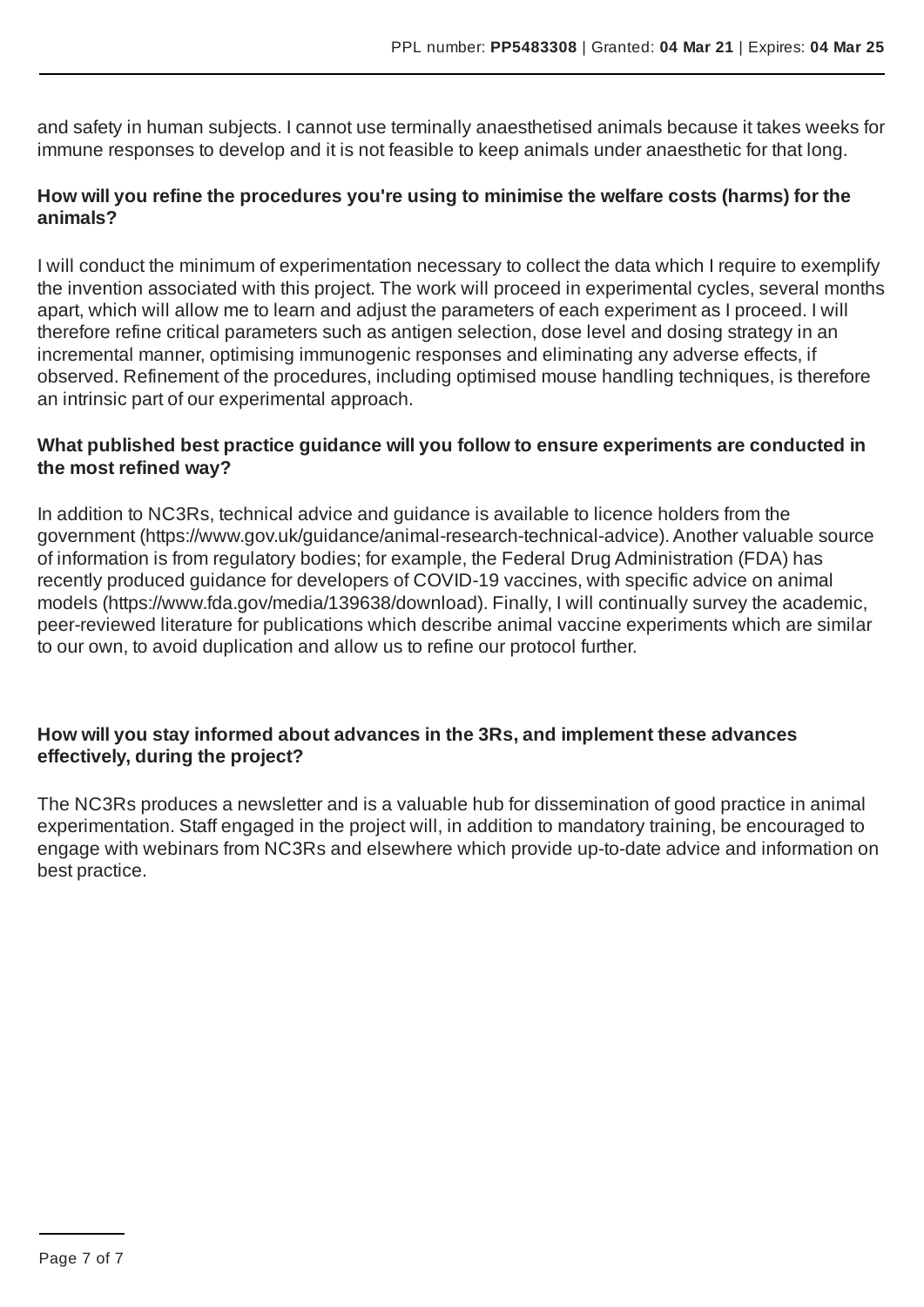and safety in human subjects. I cannot use terminally anaesthetised animals because it takes weeks for immune responses to develop and it is not feasible to keep animals under anaesthetic for that long.

**How will you refine the procedures you're using to minimise the welfare costs (harms) for the animals?**

I will conduct the minimum of experimentation necessary to collect the data which I require to exemplify the invention associated with this project. The work will proceed in experimental cycles, several months apart, which will allow me to learn and adjust the parameters of each experiment as I proceed. I will therefore refine critical parameters such as antigen selection, dose level and dosing strategy in an incremental manner, optimising immunogenic responses and eliminating any adverse effects, if observed. Refinement of the procedures, including optimised mouse handling techniques, is therefore an intrinsic part of our experimental approach.

**What published best practice guidance will you follow to ensure experiments are conducted in the most refined way?**

In addition to NC3Rs, technical advice and guidance is available to licence holders from the government (https://www.gov.uk/guidance/animal-research-technical-advice). Another valuable source of information is from regulatory bodies; for example, the Federal Drug Administration (FDA) has recently produced guidance for developers of COVID-19 vaccines, with specific advice on animal models (https://www.fda.gov/media/139638/download). Finally, I will continually survey the academic, peer-reviewed literature for publications which describe animal vaccine experiments which are similar to our own, to avoid duplication and allow us to refine our protocol further.

**How will you stay informed about advances in the 3Rs, and implement these advances effectively, during the project?**

The NC3Rs produces a newsletter and is a valuable hub for dissemination of good practice in animal experimentation. Staff engaged in the project will, in addition to mandatory training, be encouraged to engage with webinars from NC3Rs and elsewhere which provide up-to-date advice and information on best practice.